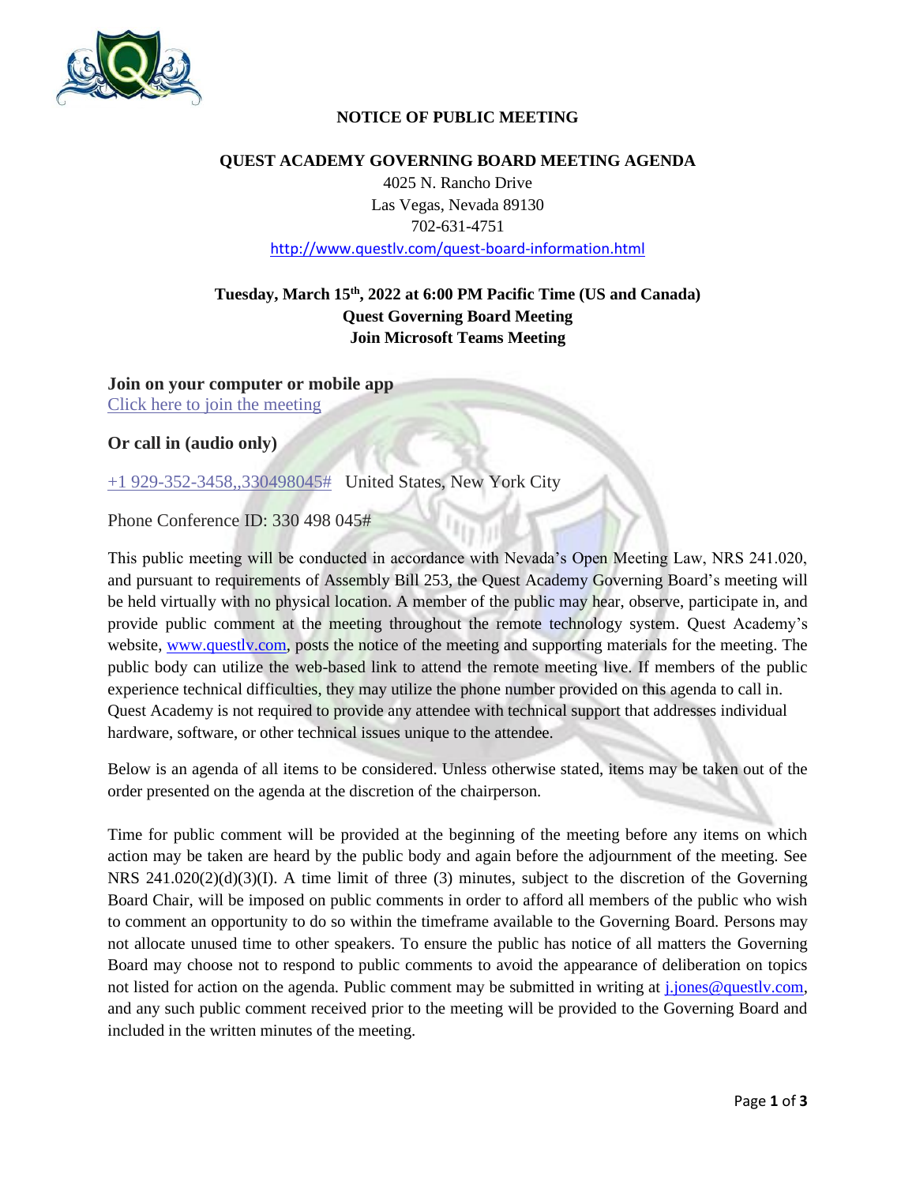**NOTICE OF PUBLIC MEETING**

**QUEST ACADEMY GOVERNING BOARD MEETING AGENDA**

4025 N. Rancho Drive
Las Vegas, Nevada 89130
702-631-4751
http://www.questlv.com/quest-board-information.html

**Tuesday, March 15th, 2022 at 6:00 PM Pacific Time (US and Canada)**
**Quest Governing Board Meeting**
**Join Microsoft Teams Meeting**

**Join on your computer or mobile app**
Click here to join the meeting

**Or call in (audio only)**

+1 929-352-3458,,330498045# United States, New York City

Phone Conference ID: 330 498 045#

This public meeting will be conducted in accordance with Nevada's Open Meeting Law, NRS 241.020, and pursuant to requirements of Assembly Bill 253, the Quest Academy Governing Board's meeting will be held virtually with no physical location. A member of the public may hear, observe, participate in, and provide public comment at the meeting throughout the remote technology system. Quest Academy's website, www.questlv.com, posts the notice of the meeting and supporting materials for the meeting. The public body can utilize the web-based link to attend the remote meeting live. If members of the public experience technical difficulties, they may utilize the phone number provided on this agenda to call in. Quest Academy is not required to provide any attendee with technical support that addresses individual hardware, software, or other technical issues unique to the attendee.

Below is an agenda of all items to be considered. Unless otherwise stated, items may be taken out of the order presented on the agenda at the discretion of the chairperson.

Time for public comment will be provided at the beginning of the meeting before any items on which action may be taken are heard by the public body and again before the adjournment of the meeting. See NRS 241.020(2)(d)(3)(I). A time limit of three (3) minutes, subject to the discretion of the Governing Board Chair, will be imposed on public comments in order to afford all members of the public who wish to comment an opportunity to do so within the timeframe available to the Governing Board. Persons may not allocate unused time to other speakers. To ensure the public has notice of all matters the Governing Board may choose not to respond to public comments to avoid the appearance of deliberation on topics not listed for action on the agenda. Public comment may be submitted in writing at j.jones@questlv.com, and any such public comment received prior to the meeting will be provided to the Governing Board and included in the written minutes of the meeting.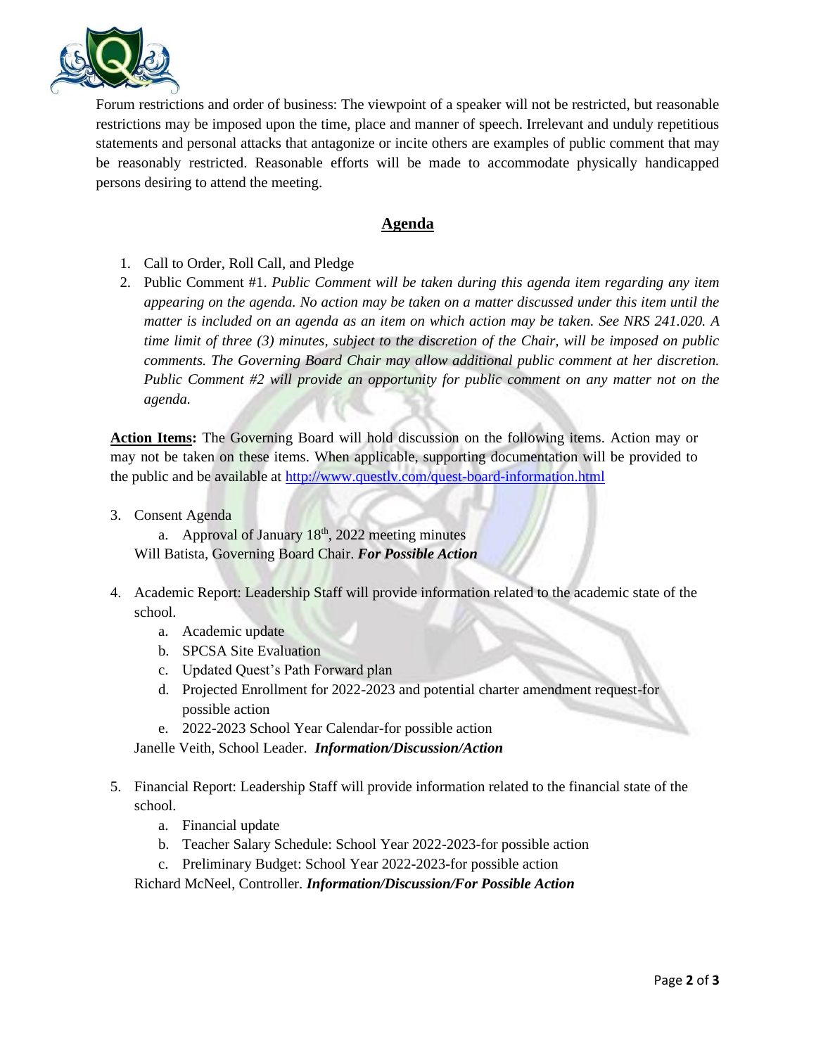Forum restrictions and order of business: The viewpoint of a speaker will not be restricted, but reasonable restrictions may be imposed upon the time, place and manner of speech. Irrelevant and unduly repetitious statements and personal attacks that antagonize or incite others are examples of public comment that may be reasonably restricted. Reasonable efforts will be made to accommodate physically handicapped persons desiring to attend the meeting.

## Agenda

1. Call to Order, Roll Call, and Pledge
2. Public Comment #1. *Public Comment will be taken during this agenda item regarding any item appearing on the agenda. No action may be taken on a matter discussed under this item until the matter is included on an agenda as an item on which action may be taken. See NRS 241.020. A time limit of three (3) minutes, subject to the discretion of the Chair, will be imposed on public comments. The Governing Board Chair may allow additional public comment at her discretion. Public Comment #2 will provide an opportunity for public comment on any matter not on the agenda.*

**Action Items:** The Governing Board will hold discussion on the following items. Action may or may not be taken on these items. When applicable, supporting documentation will be provided to the public and be available at http://www.questlv.com/quest-board-information.html

3. Consent Agenda
   a. Approval of January 18th, 2022 meeting minutes

   Will Batista, Governing Board Chair. ***For Possible Action***

4. Academic Report: Leadership Staff will provide information related to the academic state of the school.
   a. Academic update
   b. SPCSA Site Evaluation
   c. Updated Quest's Path Forward plan
   d. Projected Enrollment for 2022-2023 and potential charter amendment request-for possible action
   e. 2022-2023 School Year Calendar-for possible action

   Janelle Veith, School Leader. ***Information/Discussion/Action***

5. Financial Report: Leadership Staff will provide information related to the financial state of the school.
   a. Financial update
   b. Teacher Salary Schedule: School Year 2022-2023-for possible action
   c. Preliminary Budget: School Year 2022-2023-for possible action

   Richard McNeel, Controller. ***Information/Discussion/For Possible Action***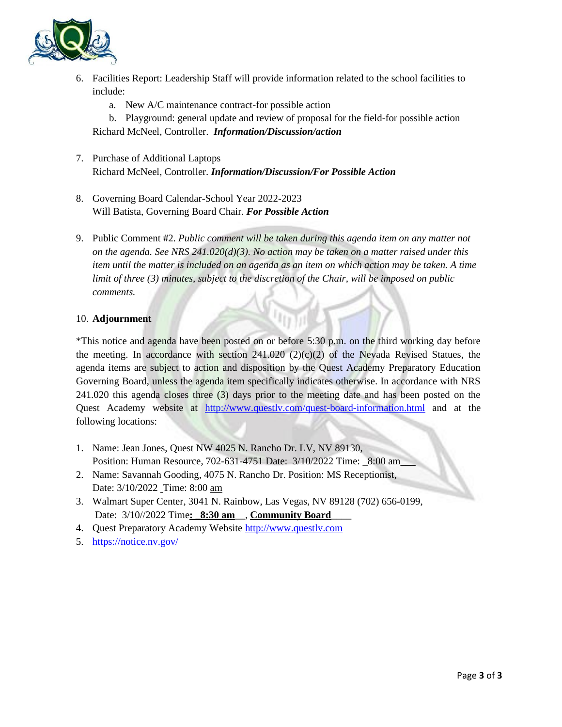6. Facilities Report: Leadership Staff will provide information related to the school facilities to include:
   a. New A/C maintenance contract-for possible action
   b. Playground: general update and review of proposal for the field-for possible action

   Richard McNeel, Controller. ***Information/Discussion/action***

7. Purchase of Additional Laptops
   Richard McNeel, Controller. ***Information/Discussion/For Possible Action***

8. Governing Board Calendar-School Year 2022-2023
   Will Batista, Governing Board Chair. ***For Possible Action***

9. Public Comment #2. *Public comment will be taken during this agenda item on any matter not on the agenda. See NRS 241.020(d)(3). No action may be taken on a matter raised under this item until the matter is included on an agenda as an item on which action may be taken. A time limit of three (3) minutes, subject to the discretion of the Chair, will be imposed on public comments.*

10. **Adjournment**

*This notice and agenda have been posted on or before 5:30 p.m. on the third working day before the meeting. In accordance with section 241.020 (2)(c)(2) of the Nevada Revised Statues, the agenda items are subject to action and disposition by the Quest Academy Preparatory Education Governing Board, unless the agenda item specifically indicates otherwise. In accordance with NRS 241.020 this agenda closes three (3) days prior to the meeting date and has been posted on the Quest Academy website at http://www.questlv.com/quest-board-information.html and at the following locations:

1. Name: Jean Jones, Quest NW 4025 N. Rancho Dr. LV, NV 89130,
   Position: Human Resource, 702-631-4751 Date: 3/10/2022 Time: _8:00 am___
2. Name: Savannah Gooding, 4075 N. Rancho Dr. Position: MS Receptionist,
   Date: 3/10/2022 Time: 8:00 am
3. Walmart Super Center, 3041 N. Rainbow, Las Vegas, NV 89128 (702) 656-0199,
   Date: 3/10//2022 Time**: 8:30 am**__, **Community Board**____
4. Quest Preparatory Academy Website http://www.questlv.com
5. https://notice.nv.gov/